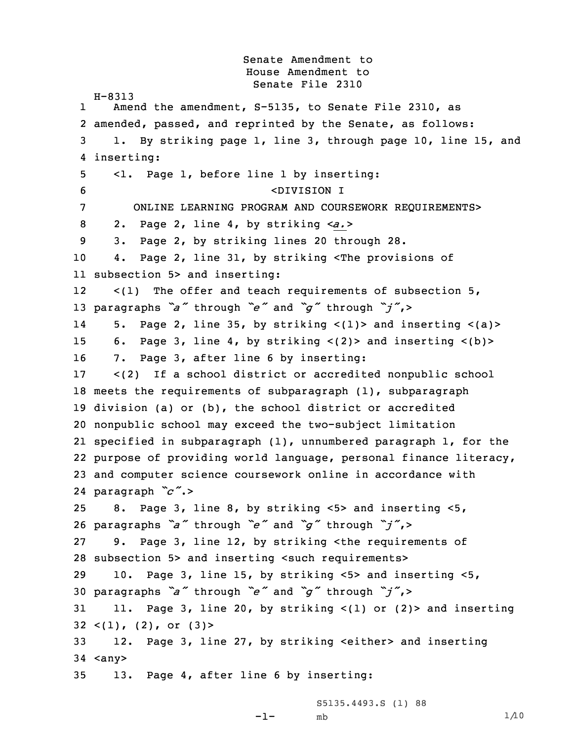Senate Amendment to
House Amendment to
Senate File 2310

H-8313

1 Amend the amendment, S-5135, to Senate File 2310, as
2 amended, passed, and reprinted by the Senate, as follows:
3 1. By striking page 1, line 3, through page 10, line 15, and
4 inserting:
5 <1. Page 1, before line 1 by inserting:
6 <DIVISION I
7 ONLINE LEARNING PROGRAM AND COURSEWORK REQUIREMENTS>
8 2. Page 2, line 4, by striking <*a.*>
9 3. Page 2, by striking lines 20 through 28.
10 4. Page 2, line 31, by striking <The provisions of
11 subsection 5> and inserting:
12 <(1) The offer and teach requirements of subsection 5,
13 paragraphs *"a"* through *"e"* and *"g"* through *"j"*,>
14 5. Page 2, line 35, by striking <(1)> and inserting <(a)>
15 6. Page 3, line 4, by striking <(2)> and inserting <(b)>
16 7. Page 3, after line 6 by inserting:
17 <(2) If a school district or accredited nonpublic school
18 meets the requirements of subparagraph (1), subparagraph
19 division (a) or (b), the school district or accredited
20 nonpublic school may exceed the two-subject limitation
21 specified in subparagraph (1), unnumbered paragraph 1, for the
22 purpose of providing world language, personal finance literacy,
23 and computer science coursework online in accordance with
24 paragraph *"c"*.>
25 8. Page 3, line 8, by striking <5> and inserting <5,
26 paragraphs *"a"* through *"e"* and *"g"* through *"j"*,>
27 9. Page 3, line 12, by striking <the requirements of
28 subsection 5> and inserting <such requirements>
29 10. Page 3, line 15, by striking <5> and inserting <5,
30 paragraphs *"a"* through *"e"* and *"g"* through *"j"*,>
31 11. Page 3, line 20, by striking <(1) or (2)> and inserting
32 <(1), (2), or (3)>
33 12. Page 3, line 27, by striking <either> and inserting
34 <any>
35 13. Page 4, after line 6 by inserting:

S5135.4493.S (1) 88
mb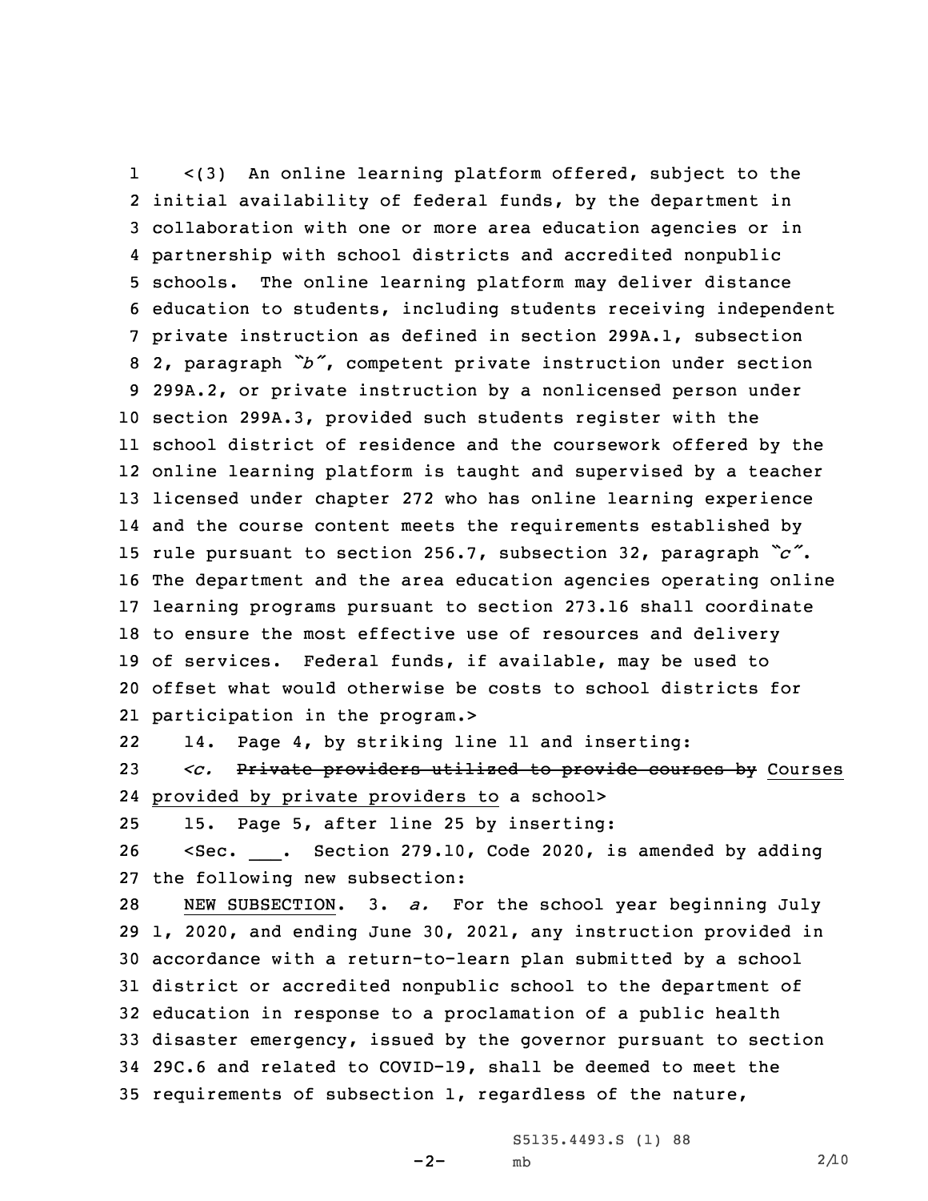<(3) An online learning platform offered, subject to the initial availability of federal funds, by the department in collaboration with one or more area education agencies or in partnership with school districts and accredited nonpublic schools. The online learning platform may deliver distance education to students, including students receiving independent private instruction as defined in section 299A.1, subsection 2, paragraph *"b"*, competent private instruction under section 299A.2, or private instruction by a nonlicensed person under section 299A.3, provided such students register with the school district of residence and the coursework offered by the online learning platform is taught and supervised by a teacher licensed under chapter 272 who has online learning experience and the course content meets the requirements established by rule pursuant to section 256.7, subsection 32, paragraph *"c"*. The department and the area education agencies operating online learning programs pursuant to section 273.16 shall coordinate to ensure the most effective use of resources and delivery of services. Federal funds, if available, may be used to offset what would otherwise be costs to school districts for participation in the program.>

14. Page 4, by striking line 11 and inserting:

<*c.* ~~Private providers utilized to provide courses by~~ Courses provided by private providers to a school>

15. Page 5, after line 25 by inserting:

<Sec. ___. Section 279.10, Code 2020, is amended by adding the following new subsection:

NEW SUBSECTION. 3. *a.* For the school year beginning July 1, 2020, and ending June 30, 2021, any instruction provided in accordance with a return-to-learn plan submitted by a school district or accredited nonpublic school to the department of education in response to a proclamation of a public health disaster emergency, issued by the governor pursuant to section 29C.6 and related to COVID-19, shall be deemed to meet the requirements of subsection 1, regardless of the nature,

S5135.4493.S (1) 88

mb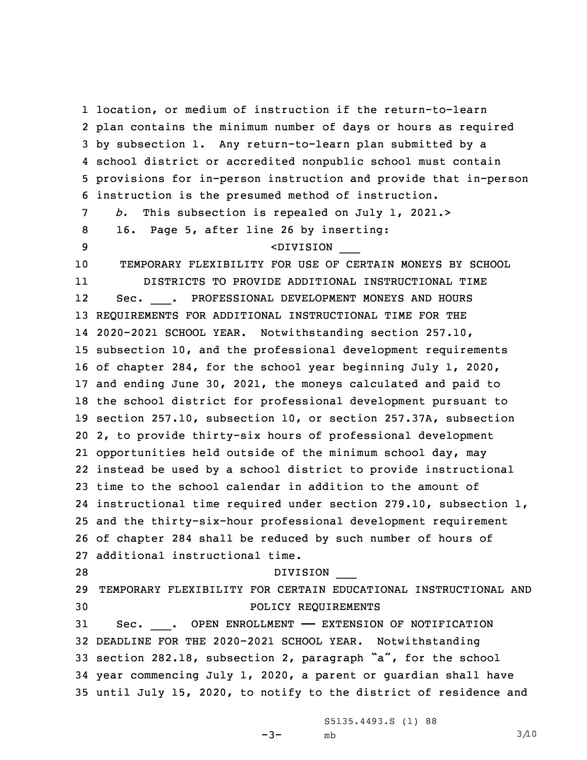location, or medium of instruction if the return-to-learn plan contains the minimum number of days or hours as required by subsection 1. Any return-to-learn plan submitted by a school district or accredited nonpublic school must contain provisions for in-person instruction and provide that in-person instruction is the presumed method of instruction.

*b.* This subsection is repealed on July 1, 2021.>

16. Page 5, after line 26 by inserting:

<DIVISION ___

TEMPORARY FLEXIBILITY FOR USE OF CERTAIN MONEYS BY SCHOOL DISTRICTS TO PROVIDE ADDITIONAL INSTRUCTIONAL TIME

Sec. ___. PROFESSIONAL DEVELOPMENT MONEYS AND HOURS REQUIREMENTS FOR ADDITIONAL INSTRUCTIONAL TIME FOR THE 2020-2021 SCHOOL YEAR. Notwithstanding section 257.10, subsection 10, and the professional development requirements of chapter 284, for the school year beginning July 1, 2020, and ending June 30, 2021, the moneys calculated and paid to the school district for professional development pursuant to section 257.10, subsection 10, or section 257.37A, subsection 2, to provide thirty-six hours of professional development opportunities held outside of the minimum school day, may instead be used by a school district to provide instructional time to the school calendar in addition to the amount of instructional time required under section 279.10, subsection 1, and the thirty-six-hour professional development requirement of chapter 284 shall be reduced by such number of hours of additional instructional time.

DIVISION ___

TEMPORARY FLEXIBILITY FOR CERTAIN EDUCATIONAL INSTRUCTIONAL AND POLICY REQUIREMENTS

Sec. ___. OPEN ENROLLMENT —— EXTENSION OF NOTIFICATION DEADLINE FOR THE 2020-2021 SCHOOL YEAR. Notwithstanding section 282.18, subsection 2, paragraph "a", for the school year commencing July 1, 2020, a parent or guardian shall have until July 15, 2020, to notify to the district of residence and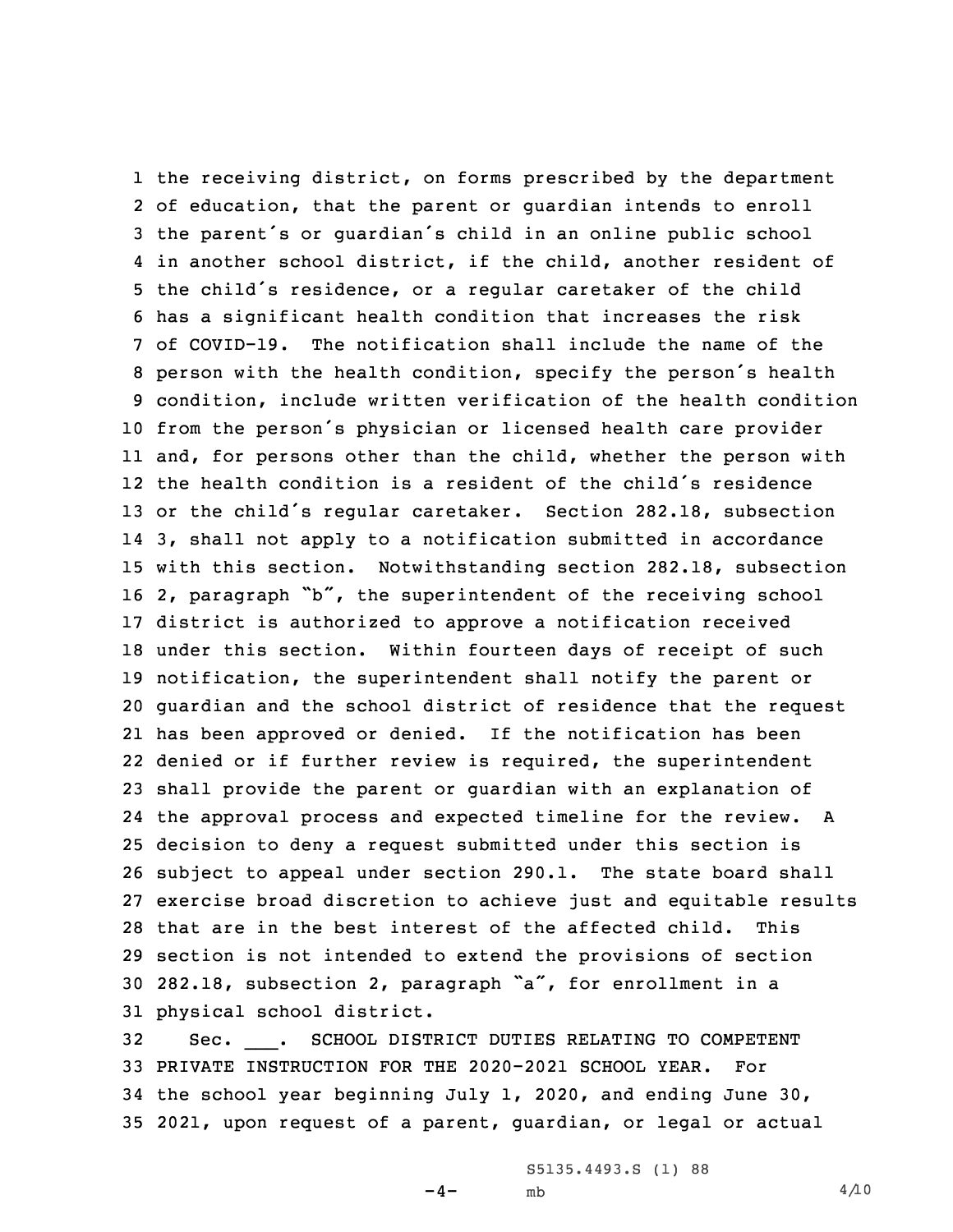the receiving district, on forms prescribed by the department of education, that the parent or guardian intends to enroll the parent's or guardian's child in an online public school in another school district, if the child, another resident of the child's residence, or a regular caretaker of the child has a significant health condition that increases the risk of COVID-19. The notification shall include the name of the person with the health condition, specify the person's health condition, include written verification of the health condition from the person's physician or licensed health care provider and, for persons other than the child, whether the person with the health condition is a resident of the child's residence or the child's regular caretaker. Section 282.18, subsection 3, shall not apply to a notification submitted in accordance with this section. Notwithstanding section 282.18, subsection 2, paragraph "b", the superintendent of the receiving school district is authorized to approve a notification received under this section. Within fourteen days of receipt of such notification, the superintendent shall notify the parent or guardian and the school district of residence that the request has been approved or denied. If the notification has been denied or if further review is required, the superintendent shall provide the parent or guardian with an explanation of the approval process and expected timeline for the review. A decision to deny a request submitted under this section is subject to appeal under section 290.1. The state board shall exercise broad discretion to achieve just and equitable results that are in the best interest of the affected child. This section is not intended to extend the provisions of section 282.18, subsection 2, paragraph "a", for enrollment in a physical school district.

Sec. ___. SCHOOL DISTRICT DUTIES RELATING TO COMPETENT PRIVATE INSTRUCTION FOR THE 2020-2021 SCHOOL YEAR. For the school year beginning July 1, 2020, and ending June 30, 2021, upon request of a parent, guardian, or legal or actual

S5135.4493.S (1) 88

mb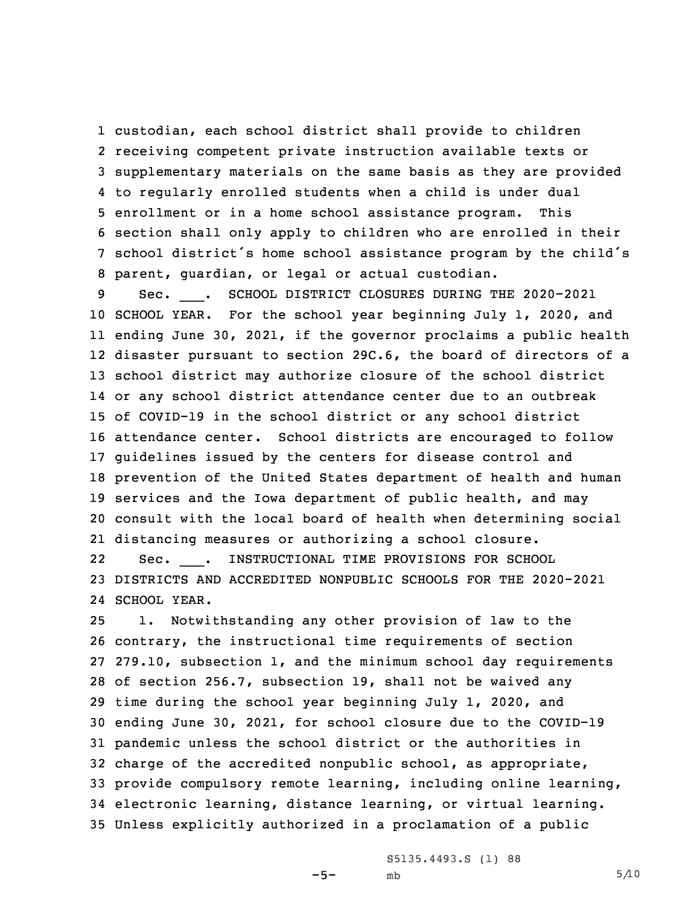custodian, each school district shall provide to children receiving competent private instruction available texts or supplementary materials on the same basis as they are provided to regularly enrolled students when a child is under dual enrollment or in a home school assistance program. This section shall only apply to children who are enrolled in their school district's home school assistance program by the child's parent, guardian, or legal or actual custodian.

Sec. ___. SCHOOL DISTRICT CLOSURES DURING THE 2020-2021 SCHOOL YEAR. For the school year beginning July 1, 2020, and ending June 30, 2021, if the governor proclaims a public health disaster pursuant to section 29C.6, the board of directors of a school district may authorize closure of the school district or any school district attendance center due to an outbreak of COVID-19 in the school district or any school district attendance center. School districts are encouraged to follow guidelines issued by the centers for disease control and prevention of the United States department of health and human services and the Iowa department of public health, and may consult with the local board of health when determining social distancing measures or authorizing a school closure.

Sec. ___. INSTRUCTIONAL TIME PROVISIONS FOR SCHOOL DISTRICTS AND ACCREDITED NONPUBLIC SCHOOLS FOR THE 2020-2021 SCHOOL YEAR.

1. Notwithstanding any other provision of law to the contrary, the instructional time requirements of section 279.10, subsection 1, and the minimum school day requirements of section 256.7, subsection 19, shall not be waived any time during the school year beginning July 1, 2020, and ending June 30, 2021, for school closure due to the COVID-19 pandemic unless the school district or the authorities in charge of the accredited nonpublic school, as appropriate, provide compulsory remote learning, including online learning, electronic learning, distance learning, or virtual learning. Unless explicitly authorized in a proclamation of a public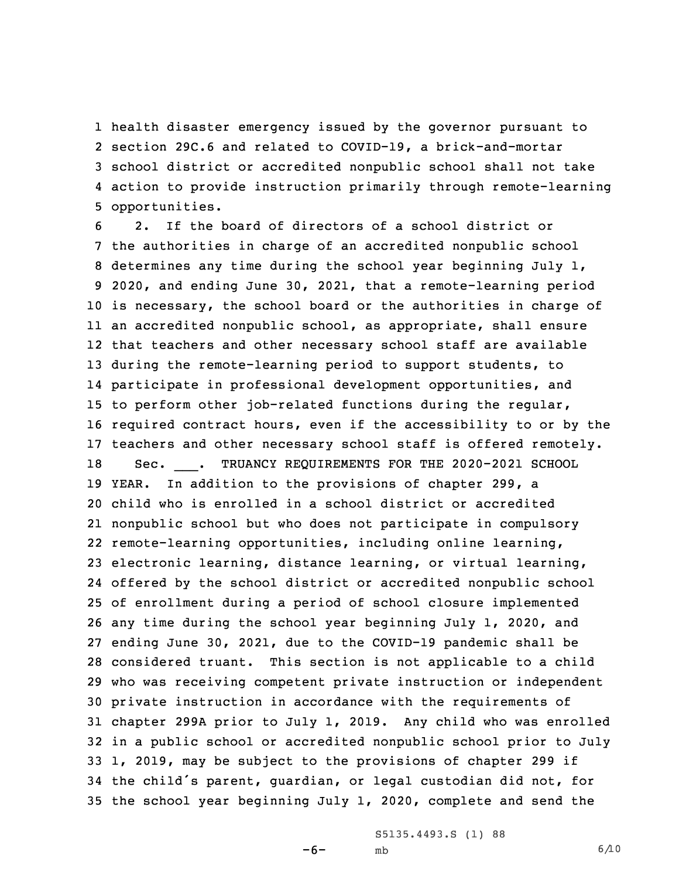health disaster emergency issued by the governor pursuant to section 29C.6 and related to COVID-19, a brick-and-mortar school district or accredited nonpublic school shall not take action to provide instruction primarily through remote-learning opportunities.

2. If the board of directors of a school district or the authorities in charge of an accredited nonpublic school determines any time during the school year beginning July 1, 2020, and ending June 30, 2021, that a remote-learning period is necessary, the school board or the authorities in charge of an accredited nonpublic school, as appropriate, shall ensure that teachers and other necessary school staff are available during the remote-learning period to support students, to participate in professional development opportunities, and to perform other job-related functions during the regular, required contract hours, even if the accessibility to or by the teachers and other necessary school staff is offered remotely.

Sec. ___. TRUANCY REQUIREMENTS FOR THE 2020-2021 SCHOOL YEAR. In addition to the provisions of chapter 299, a child who is enrolled in a school district or accredited nonpublic school but who does not participate in compulsory remote-learning opportunities, including online learning, electronic learning, distance learning, or virtual learning, offered by the school district or accredited nonpublic school of enrollment during a period of school closure implemented any time during the school year beginning July 1, 2020, and ending June 30, 2021, due to the COVID-19 pandemic shall be considered truant. This section is not applicable to a child who was receiving competent private instruction or independent private instruction in accordance with the requirements of chapter 299A prior to July 1, 2019. Any child who was enrolled in a public school or accredited nonpublic school prior to July 1, 2019, may be subject to the provisions of chapter 299 if the child's parent, guardian, or legal custodian did not, for the school year beginning July 1, 2020, complete and send the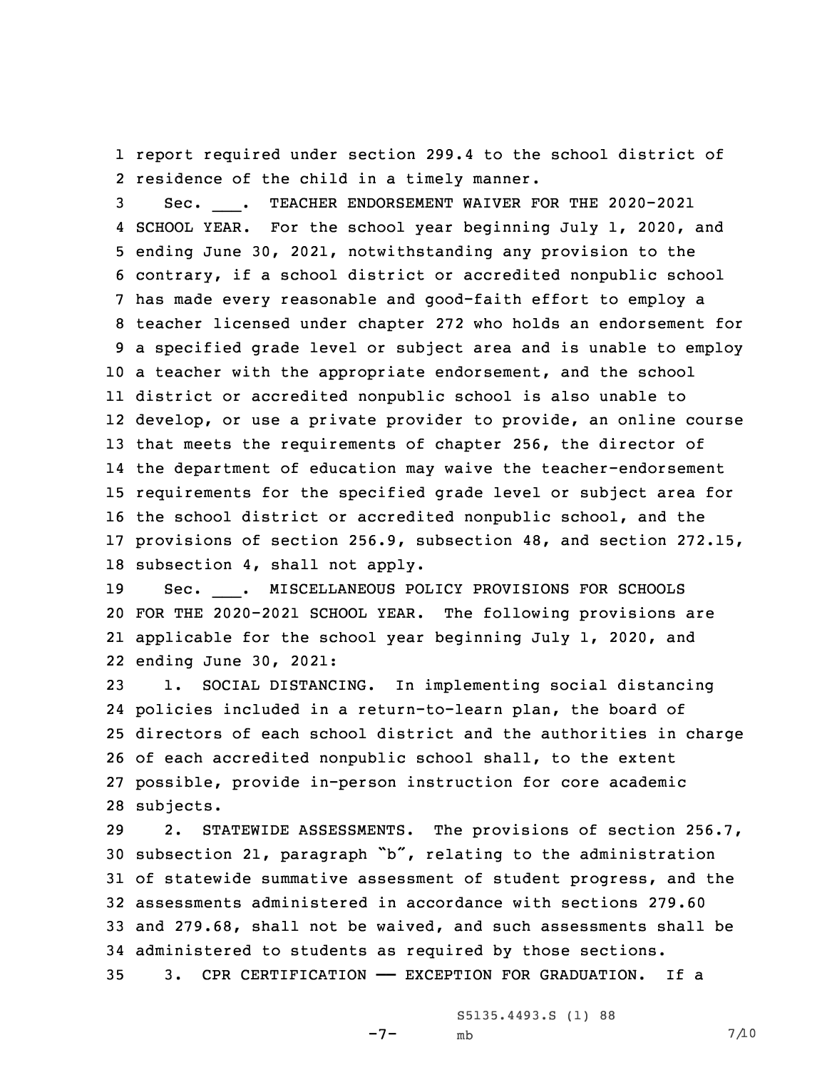report required under section 299.4 to the school district of residence of the child in a timely manner.

Sec. ___. TEACHER ENDORSEMENT WAIVER FOR THE 2020-2021 SCHOOL YEAR. For the school year beginning July 1, 2020, and ending June 30, 2021, notwithstanding any provision to the contrary, if a school district or accredited nonpublic school has made every reasonable and good-faith effort to employ a teacher licensed under chapter 272 who holds an endorsement for a specified grade level or subject area and is unable to employ a teacher with the appropriate endorsement, and the school district or accredited nonpublic school is also unable to develop, or use a private provider to provide, an online course that meets the requirements of chapter 256, the director of the department of education may waive the teacher-endorsement requirements for the specified grade level or subject area for the school district or accredited nonpublic school, and the provisions of section 256.9, subsection 48, and section 272.15, subsection 4, shall not apply.

Sec. ___. MISCELLANEOUS POLICY PROVISIONS FOR SCHOOLS FOR THE 2020-2021 SCHOOL YEAR. The following provisions are applicable for the school year beginning July 1, 2020, and ending June 30, 2021:

1. SOCIAL DISTANCING. In implementing social distancing policies included in a return-to-learn plan, the board of directors of each school district and the authorities in charge of each accredited nonpublic school shall, to the extent possible, provide in-person instruction for core academic subjects.

2. STATEWIDE ASSESSMENTS. The provisions of section 256.7, subsection 21, paragraph "b", relating to the administration of statewide summative assessment of student progress, and the assessments administered in accordance with sections 279.60 and 279.68, shall not be waived, and such assessments shall be administered to students as required by those sections.

3. CPR CERTIFICATION —— EXCEPTION FOR GRADUATION. If a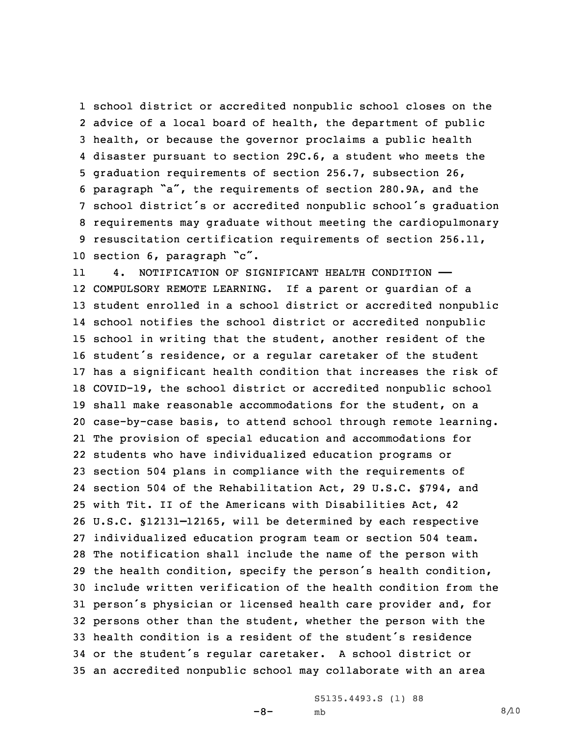school district or accredited nonpublic school closes on the advice of a local board of health, the department of public health, or because the governor proclaims a public health disaster pursuant to section 29C.6, a student who meets the graduation requirements of section 256.7, subsection 26, paragraph "a", the requirements of section 280.9A, and the school district's or accredited nonpublic school's graduation requirements may graduate without meeting the cardiopulmonary resuscitation certification requirements of section 256.11, section 6, paragraph "c".

4. NOTIFICATION OF SIGNIFICANT HEALTH CONDITION —— COMPULSORY REMOTE LEARNING. If a parent or guardian of a student enrolled in a school district or accredited nonpublic school notifies the school district or accredited nonpublic school in writing that the student, another resident of the student's residence, or a regular caretaker of the student has a significant health condition that increases the risk of COVID-19, the school district or accredited nonpublic school shall make reasonable accommodations for the student, on a case-by-case basis, to attend school through remote learning. The provision of special education and accommodations for students who have individualized education programs or section 504 plans in compliance with the requirements of section 504 of the Rehabilitation Act, 29 U.S.C. §794, and with Tit. II of the Americans with Disabilities Act, 42 U.S.C. §12131—12165, will be determined by each respective individualized education program team or section 504 team. The notification shall include the name of the person with the health condition, specify the person's health condition, include written verification of the health condition from the person's physician or licensed health care provider and, for persons other than the student, whether the person with the health condition is a resident of the student's residence or the student's regular caretaker. A school district or an accredited nonpublic school may collaborate with an area

S5135.4493.S (1) 88
mb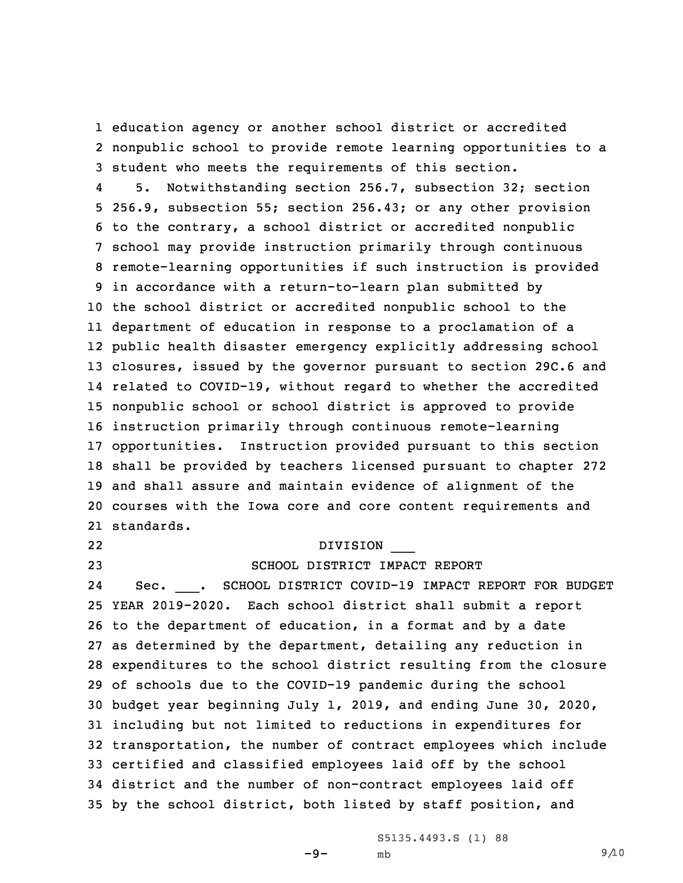education agency or another school district or accredited nonpublic school to provide remote learning opportunities to a student who meets the requirements of this section.

5. Notwithstanding section 256.7, subsection 32; section 256.9, subsection 55; section 256.43; or any other provision to the contrary, a school district or accredited nonpublic school may provide instruction primarily through continuous remote-learning opportunities if such instruction is provided in accordance with a return-to-learn plan submitted by the school district or accredited nonpublic school to the department of education in response to a proclamation of a public health disaster emergency explicitly addressing school closures, issued by the governor pursuant to section 29C.6 and related to COVID-19, without regard to whether the accredited nonpublic school or school district is approved to provide instruction primarily through continuous remote-learning opportunities. Instruction provided pursuant to this section shall be provided by teachers licensed pursuant to chapter 272 and shall assure and maintain evidence of alignment of the courses with the Iowa core and core content requirements and standards.

DIVISION ___

SCHOOL DISTRICT IMPACT REPORT

Sec. ___. SCHOOL DISTRICT COVID-19 IMPACT REPORT FOR BUDGET YEAR 2019-2020. Each school district shall submit a report to the department of education, in a format and by a date as determined by the department, detailing any reduction in expenditures to the school district resulting from the closure of schools due to the COVID-19 pandemic during the school budget year beginning July 1, 2019, and ending June 30, 2020, including but not limited to reductions in expenditures for transportation, the number of contract employees which include certified and classified employees laid off by the school district and the number of non-contract employees laid off by the school district, both listed by staff position, and

S5135.4493.S (1) 88

mb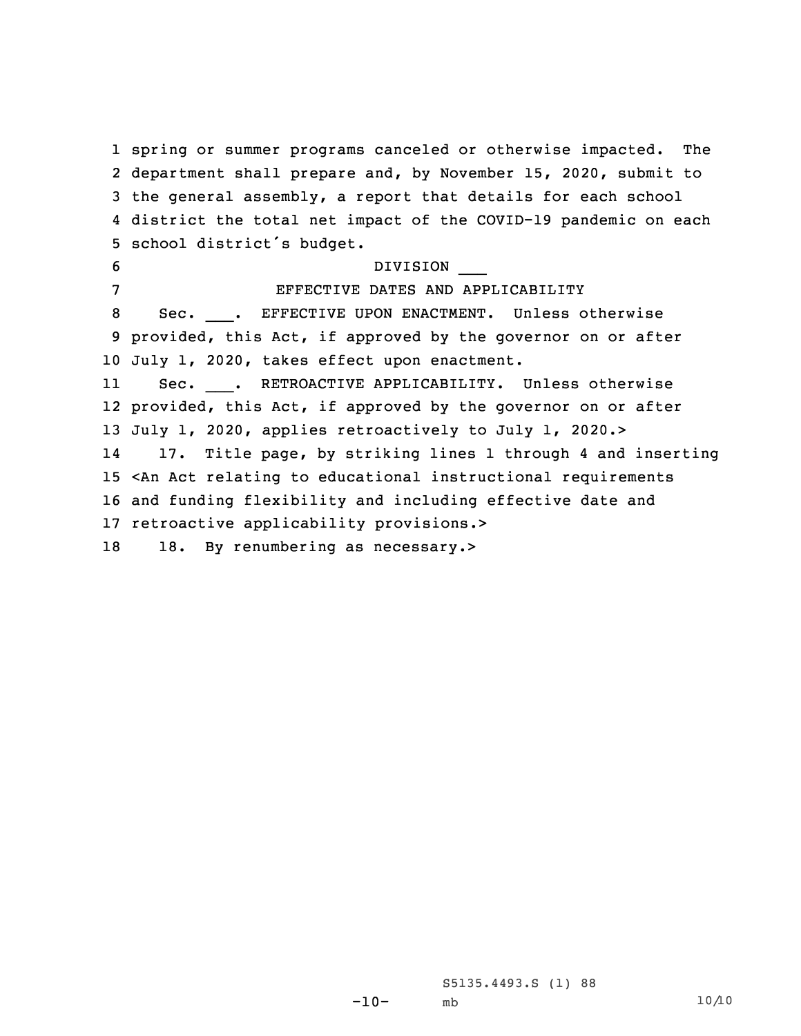spring or summer programs canceled or otherwise impacted. The department shall prepare and, by November 15, 2020, submit to the general assembly, a report that details for each school district the total net impact of the COVID-19 pandemic on each school district's budget.

DIVISION ___

EFFECTIVE DATES AND APPLICABILITY

Sec. ___. EFFECTIVE UPON ENACTMENT. Unless otherwise provided, this Act, if approved by the governor on or after July 1, 2020, takes effect upon enactment.

Sec. ___. RETROACTIVE APPLICABILITY. Unless otherwise provided, this Act, if approved by the governor on or after July 1, 2020, applies retroactively to July 1, 2020.>

17. Title page, by striking lines 1 through 4 and inserting <An Act relating to educational instructional requirements and funding flexibility and including effective date and retroactive applicability provisions.>

18. By renumbering as necessary.>

S5135.4493.S (1) 88

mb